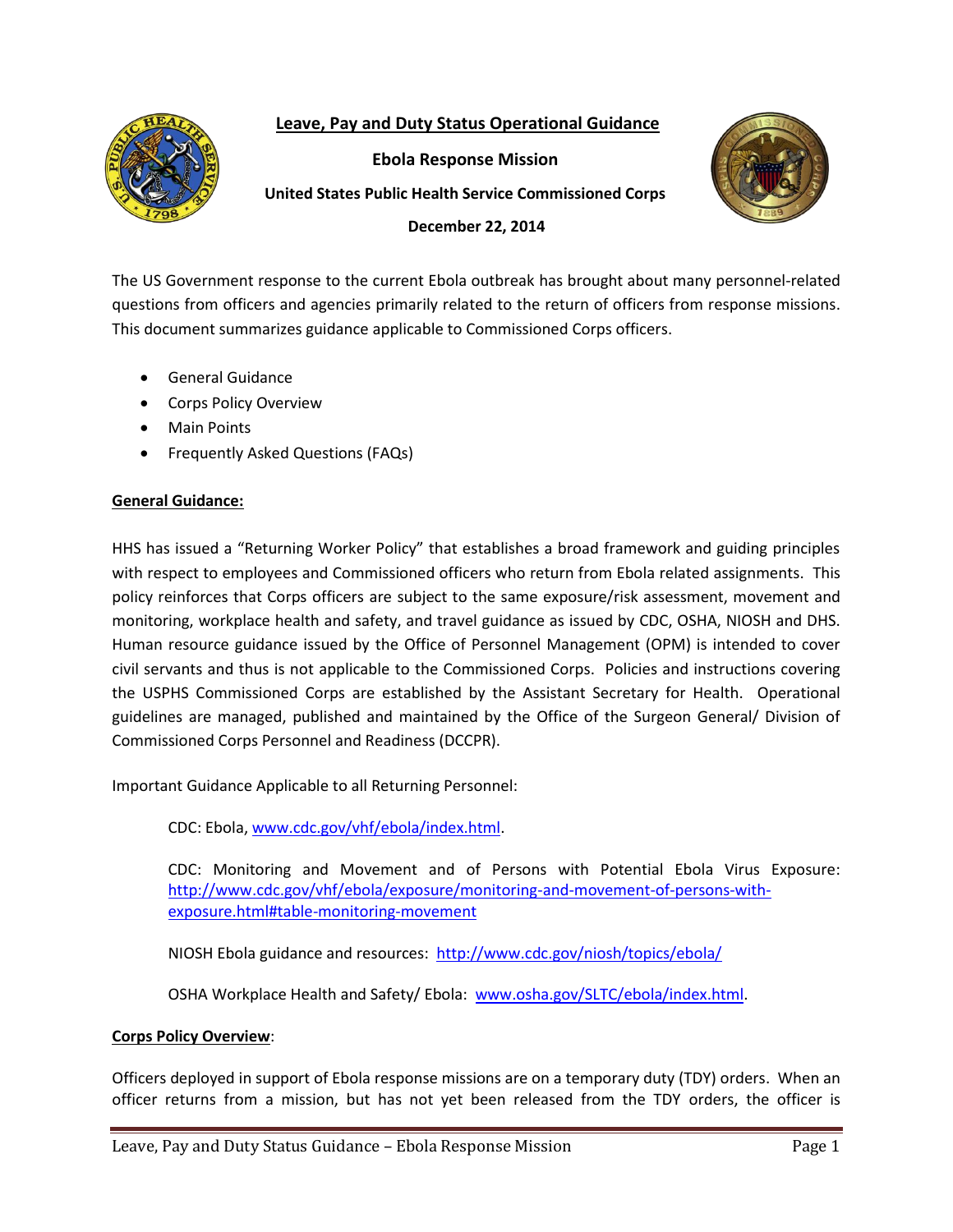# Leave, Pay and Duty Status Operational Guidance

**Ebola Response Mission**

**United States Public Health Service Commissioned Corps**

**December 22, 2014**

The US Government response to the current Ebola outbreak has brought about many personnel-related questions from officers and agencies primarily related to the return of officers from response missions. This document summarizes guidance applicable to Commissioned Corps officers.

- General Guidance
- Corps Policy Overview
- Main Points
- Frequently Asked Questions (FAQs)

## General Guidance:

HHS has issued a "Returning Worker Policy" that establishes a broad framework and guiding principles with respect to employees and Commissioned officers who return from Ebola related assignments. This policy reinforces that Corps officers are subject to the same exposure/risk assessment, movement and monitoring, workplace health and safety, and travel guidance as issued by CDC, OSHA, NIOSH and DHS. Human resource guidance issued by the Office of Personnel Management (OPM) is intended to cover civil servants and thus is not applicable to the Commissioned Corps. Policies and instructions covering the USPHS Commissioned Corps are established by the Assistant Secretary for Health. Operational guidelines are managed, published and maintained by the Office of the Surgeon General/ Division of Commissioned Corps Personnel and Readiness (DCCPR).

Important Guidance Applicable to all Returning Personnel:

> CDC: Ebola, www.cdc.gov/vhf/ebola/index.html.
>
> CDC: Monitoring and Movement and of Persons with Potential Ebola Virus Exposure: http://www.cdc.gov/vhf/ebola/exposure/monitoring-and-movement-of-persons-with-exposure.html#table-monitoring-movement
>
> NIOSH Ebola guidance and resources: http://www.cdc.gov/niosh/topics/ebola/
>
> OSHA Workplace Health and Safety/ Ebola: www.osha.gov/SLTC/ebola/index.html.

## Corps Policy Overview:

Officers deployed in support of Ebola response missions are on a temporary duty (TDY) orders. When an officer returns from a mission, but has not yet been released from the TDY orders, the officer is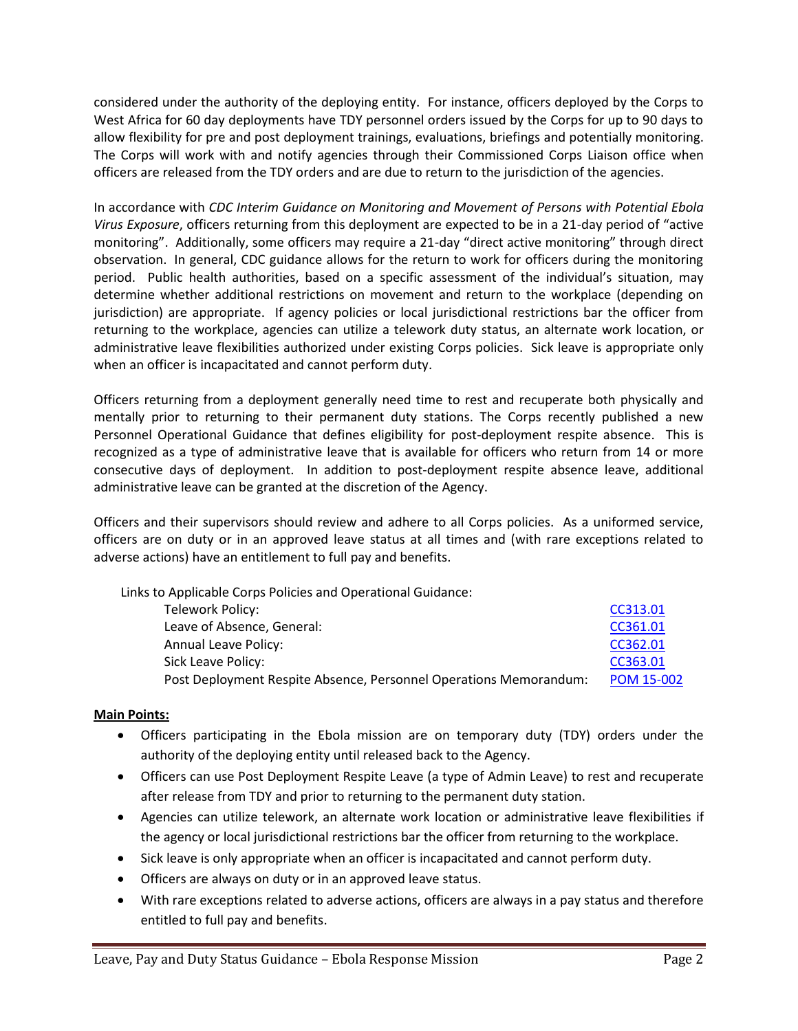considered under the authority of the deploying entity. For instance, officers deployed by the Corps to West Africa for 60 day deployments have TDY personnel orders issued by the Corps for up to 90 days to allow flexibility for pre and post deployment trainings, evaluations, briefings and potentially monitoring. The Corps will work with and notify agencies through their Commissioned Corps Liaison office when officers are released from the TDY orders and are due to return to the jurisdiction of the agencies.

In accordance with *CDC Interim Guidance on Monitoring and Movement of Persons with Potential Ebola Virus Exposure*, officers returning from this deployment are expected to be in a 21-day period of "active monitoring". Additionally, some officers may require a 21-day "direct active monitoring" through direct observation. In general, CDC guidance allows for the return to work for officers during the monitoring period. Public health authorities, based on a specific assessment of the individual's situation, may determine whether additional restrictions on movement and return to the workplace (depending on jurisdiction) are appropriate. If agency policies or local jurisdictional restrictions bar the officer from returning to the workplace, agencies can utilize a telework duty status, an alternate work location, or administrative leave flexibilities authorized under existing Corps policies. Sick leave is appropriate only when an officer is incapacitated and cannot perform duty.

Officers returning from a deployment generally need time to rest and recuperate both physically and mentally prior to returning to their permanent duty stations. The Corps recently published a new Personnel Operational Guidance that defines eligibility for post-deployment respite absence. This is recognized as a type of administrative leave that is available for officers who return from 14 or more consecutive days of deployment. In addition to post-deployment respite absence leave, additional administrative leave can be granted at the discretion of the Agency.

Officers and their supervisors should review and adhere to all Corps policies. As a uniformed service, officers are on duty or in an approved leave status at all times and (with rare exceptions related to adverse actions) have an entitlement to full pay and benefits.

Links to Applicable Corps Policies and Operational Guidance:

| | |
|---|---|
| Telework Policy: | CC313.01 |
| Leave of Absence, General: | CC361.01 |
| Annual Leave Policy: | CC362.01 |
| Sick Leave Policy: | CC363.01 |
| Post Deployment Respite Absence, Personnel Operations Memorandum: | POM 15-002 |

**Main Points:**

- Officers participating in the Ebola mission are on temporary duty (TDY) orders under the authority of the deploying entity until released back to the Agency.
- Officers can use Post Deployment Respite Leave (a type of Admin Leave) to rest and recuperate after release from TDY and prior to returning to the permanent duty station.
- Agencies can utilize telework, an alternate work location or administrative leave flexibilities if the agency or local jurisdictional restrictions bar the officer from returning to the workplace.
- Sick leave is only appropriate when an officer is incapacitated and cannot perform duty.
- Officers are always on duty or in an approved leave status.
- With rare exceptions related to adverse actions, officers are always in a pay status and therefore entitled to full pay and benefits.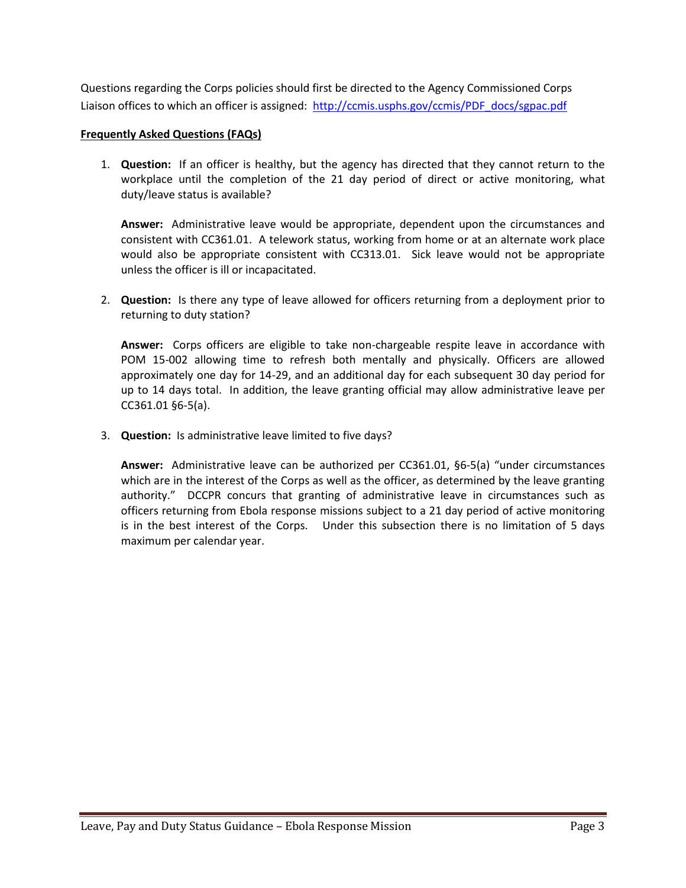Questions regarding the Corps policies should first be directed to the Agency Commissioned Corps Liaison offices to which an officer is assigned: http://ccmis.usphs.gov/ccmis/PDF_docs/sgpac.pdf

**Frequently Asked Questions (FAQs)**

1. **Question:** If an officer is healthy, but the agency has directed that they cannot return to the workplace until the completion of the 21 day period of direct or active monitoring, what duty/leave status is available?

   **Answer:** Administrative leave would be appropriate, dependent upon the circumstances and consistent with CC361.01. A telework status, working from home or at an alternate work place would also be appropriate consistent with CC313.01. Sick leave would not be appropriate unless the officer is ill or incapacitated.

2. **Question:** Is there any type of leave allowed for officers returning from a deployment prior to returning to duty station?

   **Answer:** Corps officers are eligible to take non-chargeable respite leave in accordance with POM 15-002 allowing time to refresh both mentally and physically. Officers are allowed approximately one day for 14-29, and an additional day for each subsequent 30 day period for up to 14 days total. In addition, the leave granting official may allow administrative leave per CC361.01 §6-5(a).

3. **Question:** Is administrative leave limited to five days?

   **Answer:** Administrative leave can be authorized per CC361.01, §6-5(a) "under circumstances which are in the interest of the Corps as well as the officer, as determined by the leave granting authority." DCCPR concurs that granting of administrative leave in circumstances such as officers returning from Ebola response missions subject to a 21 day period of active monitoring is in the best interest of the Corps. Under this subsection there is no limitation of 5 days maximum per calendar year.